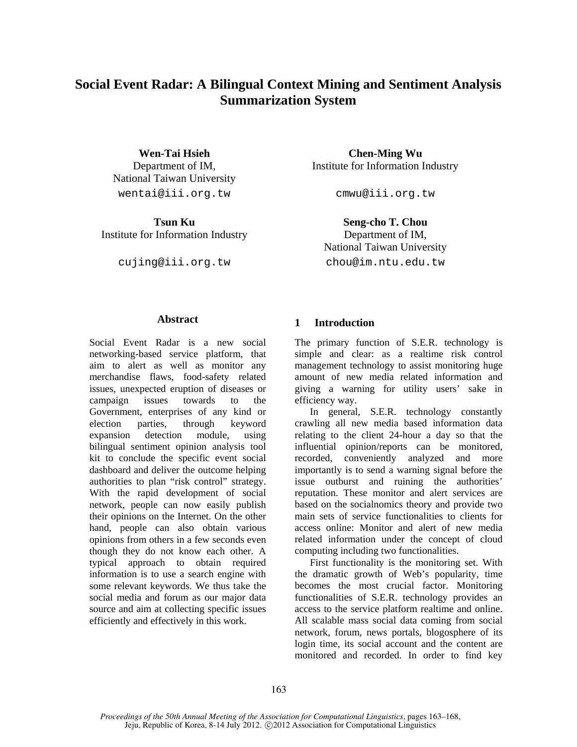# Social Event Radar: A Bilingual Context Mining and Sentiment Analysis Summarization System

**Wen-Tai Hsieh**
Department of IM,
National Taiwan University
wentai@iii.org.tw

**Chen-Ming Wu**
Institute for Information Industry
cmwu@iii.org.tw

**Tsun Ku**
Institute for Information Industry
cujing@iii.org.tw

**Seng-cho T. Chou**
Department of IM,
National Taiwan University
chou@im.ntu.edu.tw

## Abstract

Social Event Radar is a new social networking-based service platform, that aim to alert as well as monitor any merchandise flaws, food-safety related issues, unexpected eruption of diseases or campaign issues towards to the Government, enterprises of any kind or election parties, through keyword expansion detection module, using bilingual sentiment opinion analysis tool kit to conclude the specific event social dashboard and deliver the outcome helping authorities to plan "risk control" strategy. With the rapid development of social network, people can now easily publish their opinions on the Internet. On the other hand, people can also obtain various opinions from others in a few seconds even though they do not know each other. A typical approach to obtain required information is to use a search engine with some relevant keywords. We thus take the social media and forum as our major data source and aim at collecting specific issues efficiently and effectively in this work.

## 1 Introduction

The primary function of S.E.R. technology is simple and clear: as a realtime risk control management technology to assist monitoring huge amount of new media related information and giving a warning for utility users' sake in efficiency way.

In general, S.E.R. technology constantly crawling all new media based information data relating to the client 24-hour a day so that the influential opinion/reports can be monitored, recorded, conveniently analyzed and more importantly is to send a warning signal before the issue outburst and ruining the authorities' reputation. These monitor and alert services are based on the socialnomics theory and provide two main sets of service functionalities to clients for access online: Monitor and alert of new media related information under the concept of cloud computing including two functionalities.

First functionality is the monitoring set. With the dramatic growth of Web's popularity, time becomes the most crucial factor. Monitoring functionalities of S.E.R. technology provides an access to the service platform realtime and online. All scalable mass social data coming from social network, forum, news portals, blogosphere of its login time, its social account and the content are monitored and recorded. In order to find key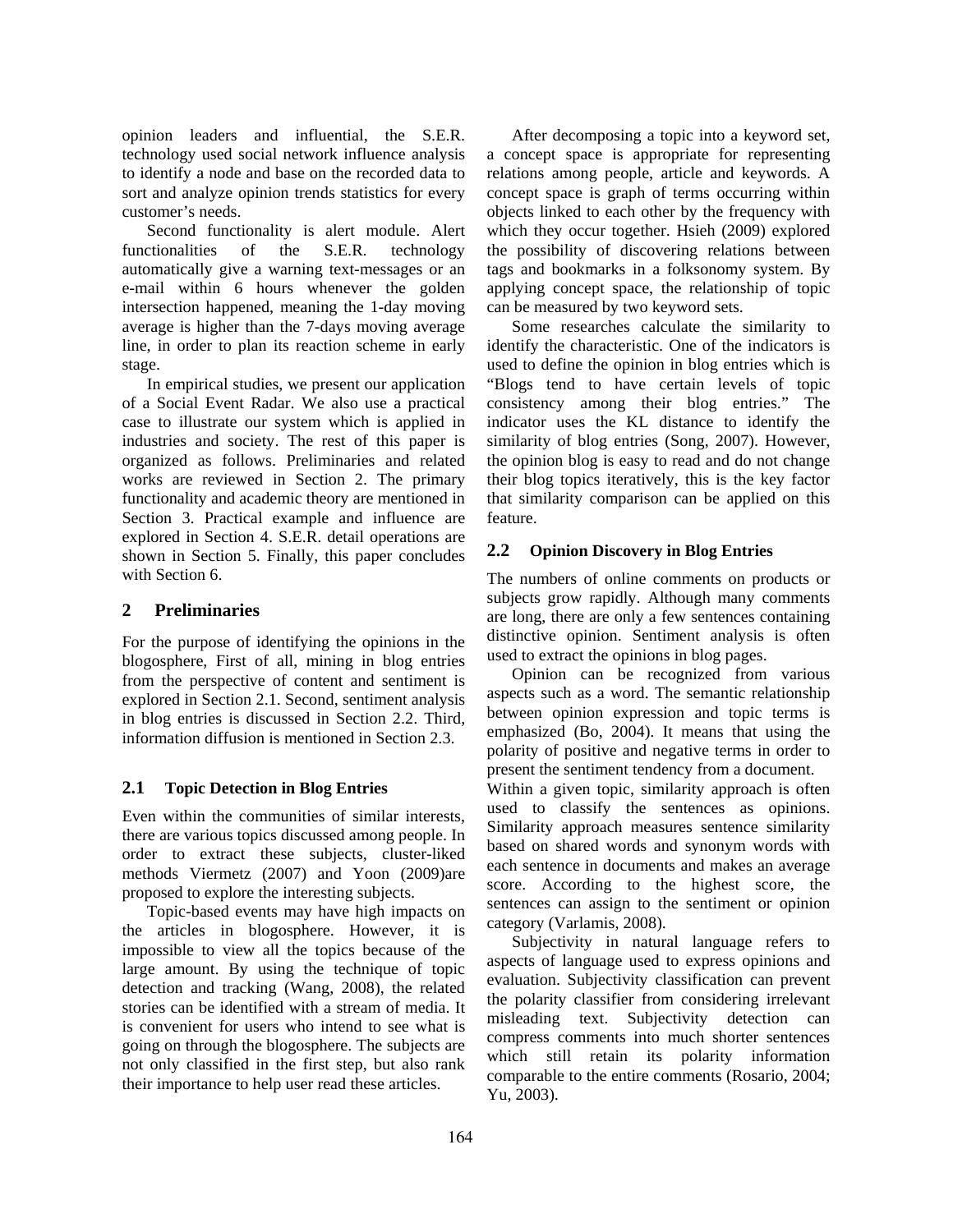opinion leaders and influential, the S.E.R. technology used social network influence analysis to identify a node and base on the recorded data to sort and analyze opinion trends statistics for every customer's needs.

Second functionality is alert module. Alert functionalities of the S.E.R. technology automatically give a warning text-messages or an e-mail within 6 hours whenever the golden intersection happened, meaning the 1-day moving average is higher than the 7-days moving average line, in order to plan its reaction scheme in early stage.

In empirical studies, we present our application of a Social Event Radar. We also use a practical case to illustrate our system which is applied in industries and society. The rest of this paper is organized as follows. Preliminaries and related works are reviewed in Section 2. The primary functionality and academic theory are mentioned in Section 3. Practical example and influence are explored in Section 4. S.E.R. detail operations are shown in Section 5. Finally, this paper concludes with Section 6.

## 2 Preliminaries

For the purpose of identifying the opinions in the blogosphere, First of all, mining in blog entries from the perspective of content and sentiment is explored in Section 2.1. Second, sentiment analysis in blog entries is discussed in Section 2.2. Third, information diffusion is mentioned in Section 2.3.

### 2.1 Topic Detection in Blog Entries

Even within the communities of similar interests, there are various topics discussed among people. In order to extract these subjects, cluster-liked methods Viermetz (2007) and Yoon (2009)are proposed to explore the interesting subjects.

Topic-based events may have high impacts on the articles in blogosphere. However, it is impossible to view all the topics because of the large amount. By using the technique of topic detection and tracking (Wang, 2008), the related stories can be identified with a stream of media. It is convenient for users who intend to see what is going on through the blogosphere. The subjects are not only classified in the first step, but also rank their importance to help user read these articles.

After decomposing a topic into a keyword set, a concept space is appropriate for representing relations among people, article and keywords. A concept space is graph of terms occurring within objects linked to each other by the frequency with which they occur together. Hsieh (2009) explored the possibility of discovering relations between tags and bookmarks in a folksonomy system. By applying concept space, the relationship of topic can be measured by two keyword sets.

Some researches calculate the similarity to identify the characteristic. One of the indicators is used to define the opinion in blog entries which is "Blogs tend to have certain levels of topic consistency among their blog entries." The indicator uses the KL distance to identify the similarity of blog entries (Song, 2007). However, the opinion blog is easy to read and do not change their blog topics iteratively, this is the key factor that similarity comparison can be applied on this feature.

### 2.2 Opinion Discovery in Blog Entries

The numbers of online comments on products or subjects grow rapidly. Although many comments are long, there are only a few sentences containing distinctive opinion. Sentiment analysis is often used to extract the opinions in blog pages.

Opinion can be recognized from various aspects such as a word. The semantic relationship between opinion expression and topic terms is emphasized (Bo, 2004). It means that using the polarity of positive and negative terms in order to present the sentiment tendency from a document.

Within a given topic, similarity approach is often used to classify the sentences as opinions. Similarity approach measures sentence similarity based on shared words and synonym words with each sentence in documents and makes an average score. According to the highest score, the sentences can assign to the sentiment or opinion category (Varlamis, 2008).

Subjectivity in natural language refers to aspects of language used to express opinions and evaluation. Subjectivity classification can prevent the polarity classifier from considering irrelevant misleading text. Subjectivity detection can compress comments into much shorter sentences which still retain its polarity information comparable to the entire comments (Rosario, 2004; Yu, 2003).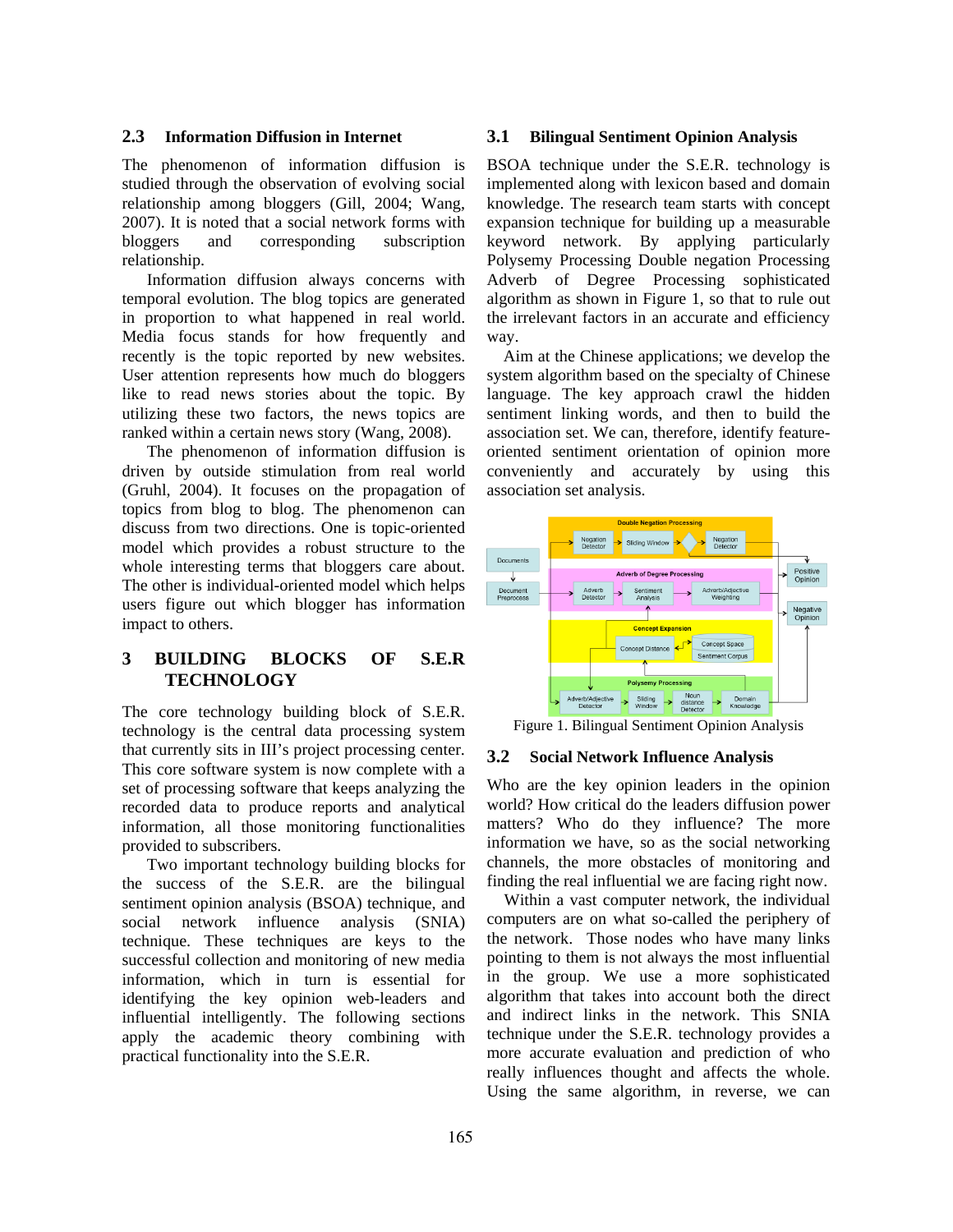### 2.3 Information Diffusion in Internet

The phenomenon of information diffusion is studied through the observation of evolving social relationship among bloggers (Gill, 2004; Wang, 2007). It is noted that a social network forms with bloggers and corresponding subscription relationship.

Information diffusion always concerns with temporal evolution. The blog topics are generated in proportion to what happened in real world. Media focus stands for how frequently and recently is the topic reported by new websites. User attention represents how much do bloggers like to read news stories about the topic. By utilizing these two factors, the news topics are ranked within a certain news story (Wang, 2008).

The phenomenon of information diffusion is driven by outside stimulation from real world (Gruhl, 2004). It focuses on the propagation of topics from blog to blog. The phenomenon can discuss from two directions. One is topic-oriented model which provides a robust structure to the whole interesting terms that bloggers care about. The other is individual-oriented model which helps users figure out which blogger has information impact to others.

## 3 BUILDING BLOCKS OF S.E.R TECHNOLOGY

The core technology building block of S.E.R. technology is the central data processing system that currently sits in III's project processing center. This core software system is now complete with a set of processing software that keeps analyzing the recorded data to produce reports and analytical information, all those monitoring functionalities provided to subscribers.

Two important technology building blocks for the success of the S.E.R. are the bilingual sentiment opinion analysis (BSOA) technique, and social network influence analysis (SNIA) technique. These techniques are keys to the successful collection and monitoring of new media information, which in turn is essential for identifying the key opinion web-leaders and influential intelligently. The following sections apply the academic theory combining with practical functionality into the S.E.R.

### 3.1 Bilingual Sentiment Opinion Analysis

BSOA technique under the S.E.R. technology is implemented along with lexicon based and domain knowledge. The research team starts with concept expansion technique for building up a measurable keyword network. By applying particularly Polysemy Processing Double negation Processing Adverb of Degree Processing sophisticated algorithm as shown in Figure 1, so that to rule out the irrelevant factors in an accurate and efficiency way.

Aim at the Chinese applications; we develop the system algorithm based on the specialty of Chinese language. The key approach crawl the hidden sentiment linking words, and then to build the association set. We can, therefore, identify feature-oriented sentiment orientation of opinion more conveniently and accurately by using this association set analysis.

Figure 1. Bilingual Sentiment Opinion Analysis

### 3.2 Social Network Influence Analysis

Who are the key opinion leaders in the opinion world? How critical do the leaders diffusion power matters? Who do they influence? The more information we have, so as the social networking channels, the more obstacles of monitoring and finding the real influential we are facing right now.

Within a vast computer network, the individual computers are on what so-called the periphery of the network. Those nodes who have many links pointing to them is not always the most influential in the group. We use a more sophisticated algorithm that takes into account both the direct and indirect links in the network. This SNIA technique under the S.E.R. technology provides a more accurate evaluation and prediction of who really influences thought and affects the whole. Using the same algorithm, in reverse, we can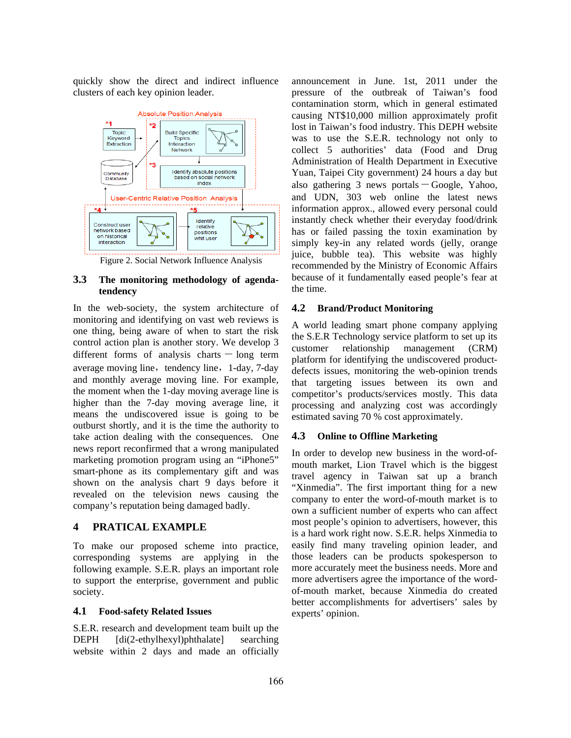quickly show the direct and indirect influence clusters of each key opinion leader.

Figure 2. Social Network Influence Analysis

### 3.3 The monitoring methodology of agenda-tendency

In the web-society, the system architecture of monitoring and identifying on vast web reviews is one thing, being aware of when to start the risk control action plan is another story. We develop 3 different forms of analysis charts — long term average moving line，tendency line，1-day, 7-day and monthly average moving line. For example, the moment when the 1-day moving average line is higher than the 7-day moving average line, it means the undiscovered issue is going to be outburst shortly, and it is the time the authority to take action dealing with the consequences. One news report reconfirmed that a wrong manipulated marketing promotion program using an "iPhone5" smart-phone as its complementary gift and was shown on the analysis chart 9 days before it revealed on the television news causing the company's reputation being damaged badly.

## 4 PRATICAL EXAMPLE

To make our proposed scheme into practice, corresponding systems are applying in the following example. S.E.R. plays an important role to support the enterprise, government and public society.

### 4.1 Food-safety Related Issues

S.E.R. research and development team built up the DEPH [di(2-ethylhexyl)phthalate] searching website within 2 days and made an officially announcement in June. 1st, 2011 under the pressure of the outbreak of Taiwan's food contamination storm, which in general estimated causing NT$10,000 million approximately profit lost in Taiwan's food industry. This DEPH website was to use the S.E.R. technology not only to collect 5 authorities' data (Food and Drug Administration of Health Department in Executive Yuan, Taipei City government) 24 hours a day but also gathering 3 news portals — Google, Yahoo, and UDN, 303 web online the latest news information approx., allowed every personal could instantly check whether their everyday food/drink has or failed passing the toxin examination by simply key-in any related words (jelly, orange juice, bubble tea). This website was highly recommended by the Ministry of Economic Affairs because of it fundamentally eased people's fear at the time.

### 4.2 Brand/Product Monitoring

A world leading smart phone company applying the S.E.R Technology service platform to set up its customer relationship management (CRM) platform for identifying the undiscovered product-defects issues, monitoring the web-opinion trends that targeting issues between its own and competitor's products/services mostly. This data processing and analyzing cost was accordingly estimated saving 70 % cost approximately.

### 4.3 Online to Offline Marketing

In order to develop new business in the word-of-mouth market, Lion Travel which is the biggest travel agency in Taiwan sat up a branch "Xinmedia". The first important thing for a new company to enter the word-of-mouth market is to own a sufficient number of experts who can affect most people's opinion to advertisers, however, this is a hard work right now. S.E.R. helps Xinmedia to easily find many traveling opinion leader, and those leaders can be products spokesperson to more accurately meet the business needs. More and more advertisers agree the importance of the word-of-mouth market, because Xinmedia do created better accomplishments for advertisers' sales by experts' opinion.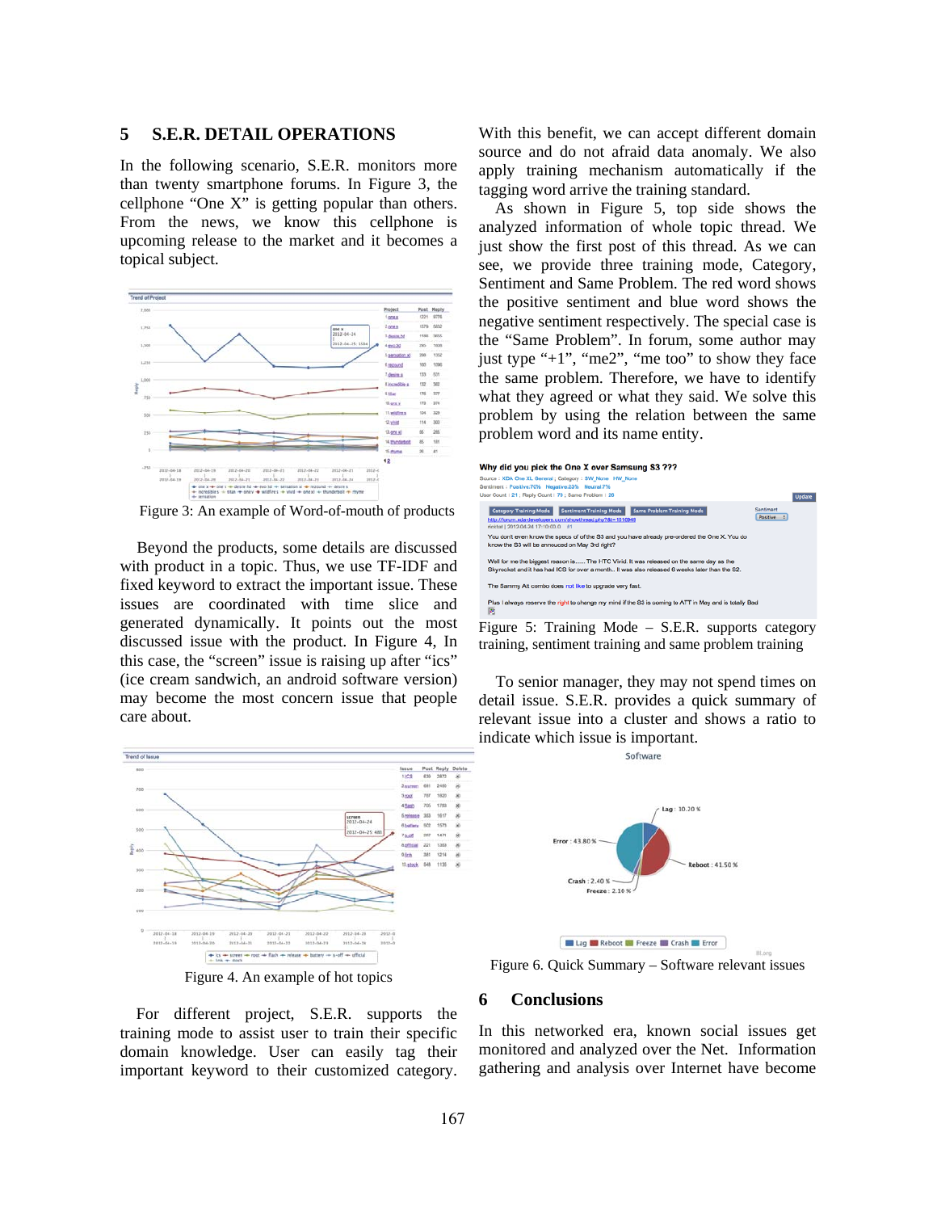## 5 S.E.R. DETAIL OPERATIONS

In the following scenario, S.E.R. monitors more than twenty smartphone forums. In Figure 3, the cellphone "One X" is getting popular than others. From the news, we know this cellphone is upcoming release to the market and it becomes a topical subject.

Figure 3: An example of Word-of-mouth of products

Beyond the products, some details are discussed with product in a topic. Thus, we use TF-IDF and fixed keyword to extract the important issue. These issues are coordinated with time slice and generated dynamically. It points out the most discussed issue with the product. In Figure 4, In this case, the "screen" issue is raising up after "ics" (ice cream sandwich, an android software version) may become the most concern issue that people care about.

Figure 4. An example of hot topics

For different project, S.E.R. supports the training mode to assist user to train their specific domain knowledge. User can easily tag their important keyword to their customized category. With this benefit, we can accept different domain source and do not afraid data anomaly. We also apply training mechanism automatically if the tagging word arrive the training standard.

As shown in Figure 5, top side shows the analyzed information of whole topic thread. We just show the first post of this thread. As we can see, we provide three training mode, Category, Sentiment and Same Problem. The red word shows the positive sentiment and blue word shows the negative sentiment respectively. The special case is the "Same Problem". In forum, some author may just type "+1", "me2", "me too" to show they face the same problem. Therefore, we have to identify what they agreed or what they said. We solve this problem by using the relation between the same problem word and its name entity.

Figure 5: Training Mode – S.E.R. supports category training, sentiment training and same problem training

To senior manager, they may not spend times on detail issue. S.E.R. provides a quick summary of relevant issue into a cluster and shows a ratio to indicate which issue is important.

Figure 6. Quick Summary – Software relevant issues

## 6 Conclusions

In this networked era, known social issues get monitored and analyzed over the Net. Information gathering and analysis over Internet have become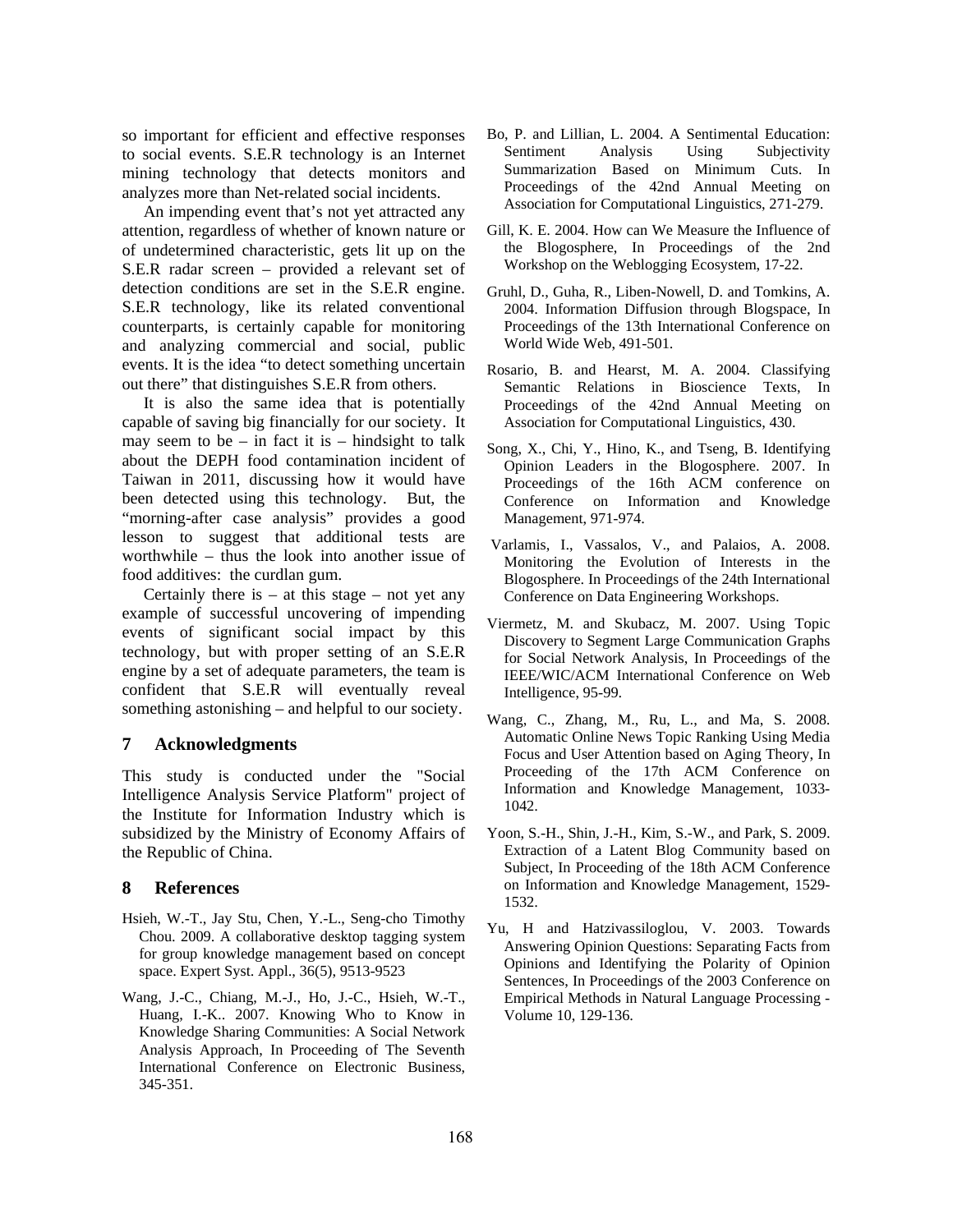so important for efficient and effective responses to social events. S.E.R technology is an Internet mining technology that detects monitors and analyzes more than Net-related social incidents.

An impending event that's not yet attracted any attention, regardless of whether of known nature or of undetermined characteristic, gets lit up on the S.E.R radar screen – provided a relevant set of detection conditions are set in the S.E.R engine. S.E.R technology, like its related conventional counterparts, is certainly capable for monitoring and analyzing commercial and social, public events. It is the idea "to detect something uncertain out there" that distinguishes S.E.R from others.

It is also the same idea that is potentially capable of saving big financially for our society. It may seem to be – in fact it is – hindsight to talk about the DEPH food contamination incident of Taiwan in 2011, discussing how it would have been detected using this technology. But, the "morning-after case analysis" provides a good lesson to suggest that additional tests are worthwhile – thus the look into another issue of food additives: the curdlan gum.

Certainly there is – at this stage – not yet any example of successful uncovering of impending events of significant social impact by this technology, but with proper setting of an S.E.R engine by a set of adequate parameters, the team is confident that S.E.R will eventually reveal something astonishing – and helpful to our society.

## 7 Acknowledgments

This study is conducted under the "Social Intelligence Analysis Service Platform" project of the Institute for Information Industry which is subsidized by the Ministry of Economy Affairs of the Republic of China.

## 8 References

Hsieh, W.-T., Jay Stu, Chen, Y.-L., Seng-cho Timothy Chou. 2009. A collaborative desktop tagging system for group knowledge management based on concept space. Expert Syst. Appl., 36(5), 9513-9523

Wang, J.-C., Chiang, M.-J., Ho, J.-C., Hsieh, W.-T., Huang, I.-K.. 2007. Knowing Who to Know in Knowledge Sharing Communities: A Social Network Analysis Approach, In Proceeding of The Seventh International Conference on Electronic Business, 345-351.

Bo, P. and Lillian, L. 2004. A Sentimental Education: Sentiment Analysis Using Subjectivity Summarization Based on Minimum Cuts. In Proceedings of the 42nd Annual Meeting on Association for Computational Linguistics, 271-279.

Gill, K. E. 2004. How can We Measure the Influence of the Blogosphere, In Proceedings of the 2nd Workshop on the Weblogging Ecosystem, 17-22.

Gruhl, D., Guha, R., Liben-Nowell, D. and Tomkins, A. 2004. Information Diffusion through Blogspace, In Proceedings of the 13th International Conference on World Wide Web, 491-501.

Rosario, B. and Hearst, M. A. 2004. Classifying Semantic Relations in Bioscience Texts, In Proceedings of the 42nd Annual Meeting on Association for Computational Linguistics, 430.

Song, X., Chi, Y., Hino, K., and Tseng, B. Identifying Opinion Leaders in the Blogosphere. 2007. In Proceedings of the 16th ACM conference on Conference on Information and Knowledge Management, 971-974.

Varlamis, I., Vassalos, V., and Palaios, A. 2008. Monitoring the Evolution of Interests in the Blogosphere. In Proceedings of the 24th International Conference on Data Engineering Workshops.

Viermetz, M. and Skubacz, M. 2007. Using Topic Discovery to Segment Large Communication Graphs for Social Network Analysis, In Proceedings of the IEEE/WIC/ACM International Conference on Web Intelligence, 95-99.

Wang, C., Zhang, M., Ru, L., and Ma, S. 2008. Automatic Online News Topic Ranking Using Media Focus and User Attention based on Aging Theory, In Proceeding of the 17th ACM Conference on Information and Knowledge Management, 1033-1042.

Yoon, S.-H., Shin, J.-H., Kim, S.-W., and Park, S. 2009. Extraction of a Latent Blog Community based on Subject, In Proceeding of the 18th ACM Conference on Information and Knowledge Management, 1529-1532.

Yu, H and Hatzivassiloglou, V. 2003. Towards Answering Opinion Questions: Separating Facts from Opinions and Identifying the Polarity of Opinion Sentences, In Proceedings of the 2003 Conference on Empirical Methods in Natural Language Processing - Volume 10, 129-136.